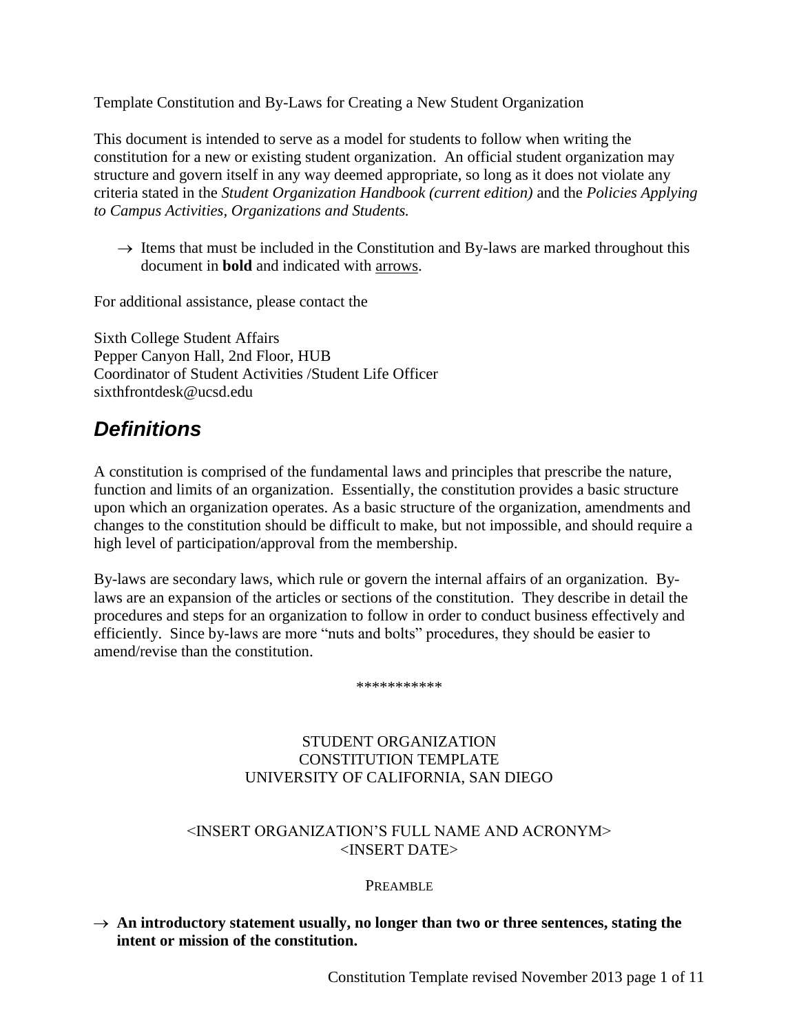Template Constitution and By-Laws for Creating a New Student Organization

This document is intended to serve as a model for students to follow when writing the constitution for a new or existing student organization. An official student organization may structure and govern itself in any way deemed appropriate, so long as it does not violate any criteria stated in the *Student Organization Handbook (current edition)* and the *Policies Applying to Campus Activities, Organizations and Students.*

→ Items that must be included in the Constitution and By-laws are marked throughout this document in **bold** and indicated with <u>arrows</u>.

For additional assistance, please contact the

Sixth College Student Affairs
Pepper Canyon Hall, 2nd Floor, HUB
Coordinator of Student Activities /Student Life Officer
sixthfrontdesk@ucsd.edu

## *Definitions*

A constitution is comprised of the fundamental laws and principles that prescribe the nature, function and limits of an organization. Essentially, the constitution provides a basic structure upon which an organization operates. As a basic structure of the organization, amendments and changes to the constitution should be difficult to make, but not impossible, and should require a high level of participation/approval from the membership.

By-laws are secondary laws, which rule or govern the internal affairs of an organization. By-laws are an expansion of the articles or sections of the constitution. They describe in detail the procedures and steps for an organization to follow in order to conduct business effectively and efficiently. Since by-laws are more "nuts and bolts" procedures, they should be easier to amend/revise than the constitution.

***********

STUDENT ORGANIZATION
CONSTITUTION TEMPLATE
UNIVERSITY OF CALIFORNIA, SAN DIEGO

<INSERT ORGANIZATION'S FULL NAME AND ACRONYM>
<INSERT DATE>

PREAMBLE

→ **An introductory statement usually, no longer than two or three sentences, stating the intent or mission of the constitution.**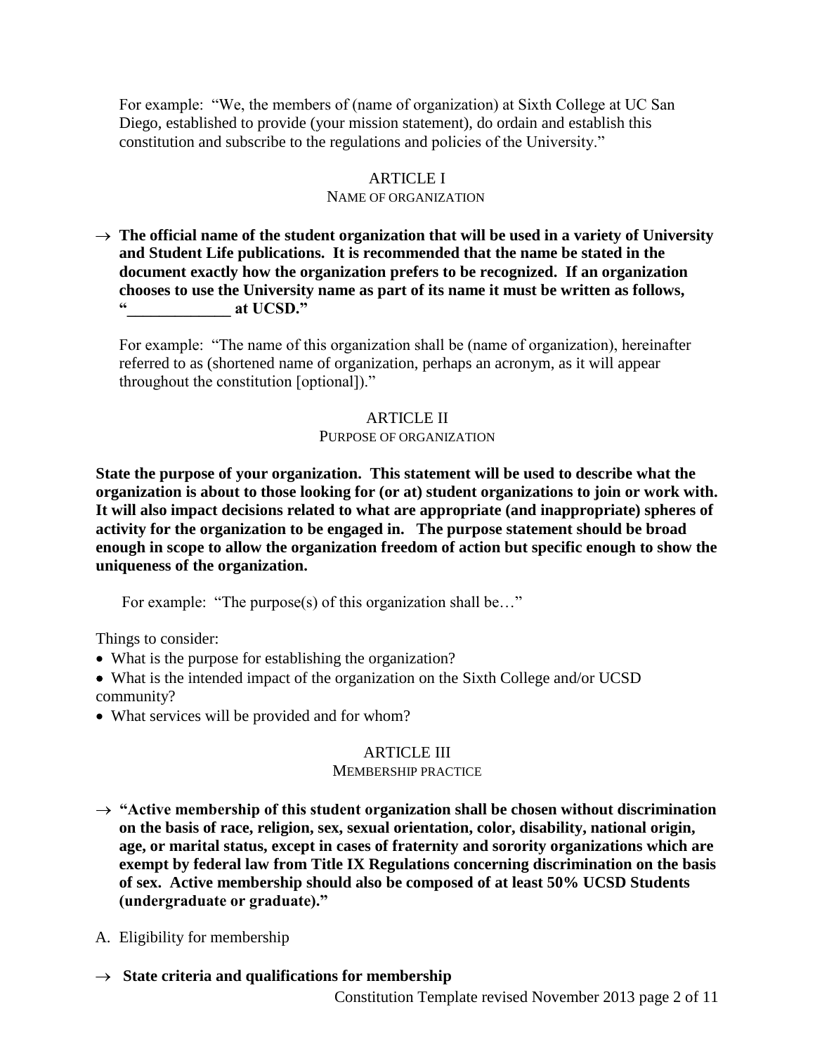For example: "We, the members of (name of organization) at Sixth College at UC San Diego, established to provide (your mission statement), do ordain and establish this constitution and subscribe to the regulations and policies of the University."

## ARTICLE I
### NAME OF ORGANIZATION

→ **The official name of the student organization that will be used in a variety of University and Student Life publications. It is recommended that the name be stated in the document exactly how the organization prefers to be recognized. If an organization chooses to use the University name as part of its name it must be written as follows, "_____________ at UCSD."**

For example: "The name of this organization shall be (name of organization), hereinafter referred to as (shortened name of organization, perhaps an acronym, as it will appear throughout the constitution [optional])."

## ARTICLE II
### PURPOSE OF ORGANIZATION

**State the purpose of your organization. This statement will be used to describe what the organization is about to those looking for (or at) student organizations to join or work with. It will also impact decisions related to what are appropriate (and inappropriate) spheres of activity for the organization to be engaged in. The purpose statement should be broad enough in scope to allow the organization freedom of action but specific enough to show the uniqueness of the organization.**

For example: "The purpose(s) of this organization shall be…"

Things to consider:

- What is the purpose for establishing the organization?
- What is the intended impact of the organization on the Sixth College and/or UCSD community?
- What services will be provided and for whom?

## ARTICLE III
### MEMBERSHIP PRACTICE

→ **"Active membership of this student organization shall be chosen without discrimination on the basis of race, religion, sex, sexual orientation, color, disability, national origin, age, or marital status, except in cases of fraternity and sorority organizations which are exempt by federal law from Title IX Regulations concerning discrimination on the basis of sex. Active membership should also be composed of at least 50% UCSD Students (undergraduate or graduate)."**

A. Eligibility for membership

→ **State criteria and qualifications for membership**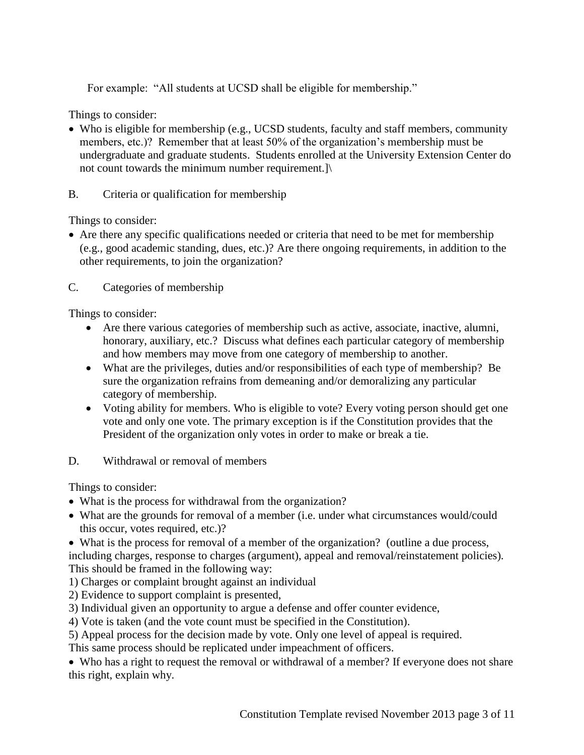For example: "All students at UCSD shall be eligible for membership."

Things to consider:

- Who is eligible for membership (e.g., UCSD students, faculty and staff members, community members, etc.)? Remember that at least 50% of the organization's membership must be undergraduate and graduate students. Students enrolled at the University Extension Center do not count towards the minimum number requirement.]\

B. Criteria or qualification for membership

Things to consider:

- Are there any specific qualifications needed or criteria that need to be met for membership (e.g., good academic standing, dues, etc.)? Are there ongoing requirements, in addition to the other requirements, to join the organization?

C. Categories of membership

Things to consider:

- Are there various categories of membership such as active, associate, inactive, alumni, honorary, auxiliary, etc.? Discuss what defines each particular category of membership and how members may move from one category of membership to another.
- What are the privileges, duties and/or responsibilities of each type of membership? Be sure the organization refrains from demeaning and/or demoralizing any particular category of membership.
- Voting ability for members. Who is eligible to vote? Every voting person should get one vote and only one vote. The primary exception is if the Constitution provides that the President of the organization only votes in order to make or break a tie.

D. Withdrawal or removal of members

Things to consider:

- What is the process for withdrawal from the organization?
- What are the grounds for removal of a member (i.e. under what circumstances would/could this occur, votes required, etc.)?
- What is the process for removal of a member of the organization? (outline a due process, including charges, response to charges (argument), appeal and removal/reinstatement policies). This should be framed in the following way:

1) Charges or complaint brought against an individual
2) Evidence to support complaint is presented,
3) Individual given an opportunity to argue a defense and offer counter evidence,
4) Vote is taken (and the vote count must be specified in the Constitution).
5) Appeal process for the decision made by vote. Only one level of appeal is required.

This same process should be replicated under impeachment of officers.

- Who has a right to request the removal or withdrawal of a member? If everyone does not share this right, explain why.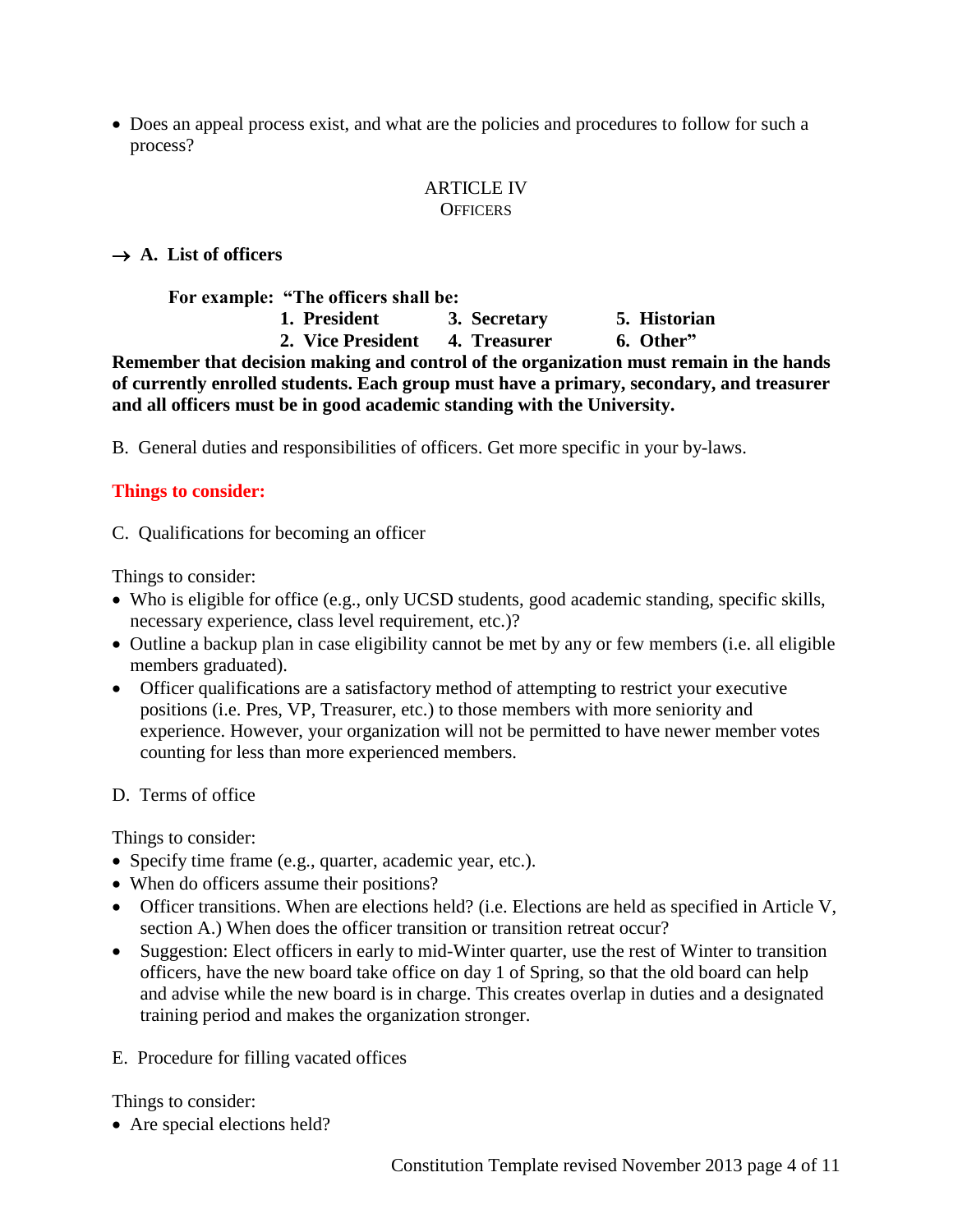- Does an appeal process exist, and what are the policies and procedures to follow for such a process?

## ARTICLE IV
### OFFICERS

→ **A. List of officers**

**For example: "The officers shall be:**

**1. President**
**2. Vice President**
**3. Secretary**
**4. Treasurer**
**5. Historian**
**6. Other"**

**Remember that decision making and control of the organization must remain in the hands of currently enrolled students. Each group must have a primary, secondary, and treasurer and all officers must be in good academic standing with the University.**

B. General duties and responsibilities of officers. Get more specific in your by-laws.

**Things to consider:**

C. Qualifications for becoming an officer

Things to consider:

- Who is eligible for office (e.g., only UCSD students, good academic standing, specific skills, necessary experience, class level requirement, etc.)?
- Outline a backup plan in case eligibility cannot be met by any or few members (i.e. all eligible members graduated).
- Officer qualifications are a satisfactory method of attempting to restrict your executive positions (i.e. Pres, VP, Treasurer, etc.) to those members with more seniority and experience. However, your organization will not be permitted to have newer member votes counting for less than more experienced members.

D. Terms of office

Things to consider:

- Specify time frame (e.g., quarter, academic year, etc.).
- When do officers assume their positions?
- Officer transitions. When are elections held? (i.e. Elections are held as specified in Article V, section A.) When does the officer transition or transition retreat occur?
- Suggestion: Elect officers in early to mid-Winter quarter, use the rest of Winter to transition officers, have the new board take office on day 1 of Spring, so that the old board can help and advise while the new board is in charge. This creates overlap in duties and a designated training period and makes the organization stronger.

E. Procedure for filling vacated offices

Things to consider:

- Are special elections held?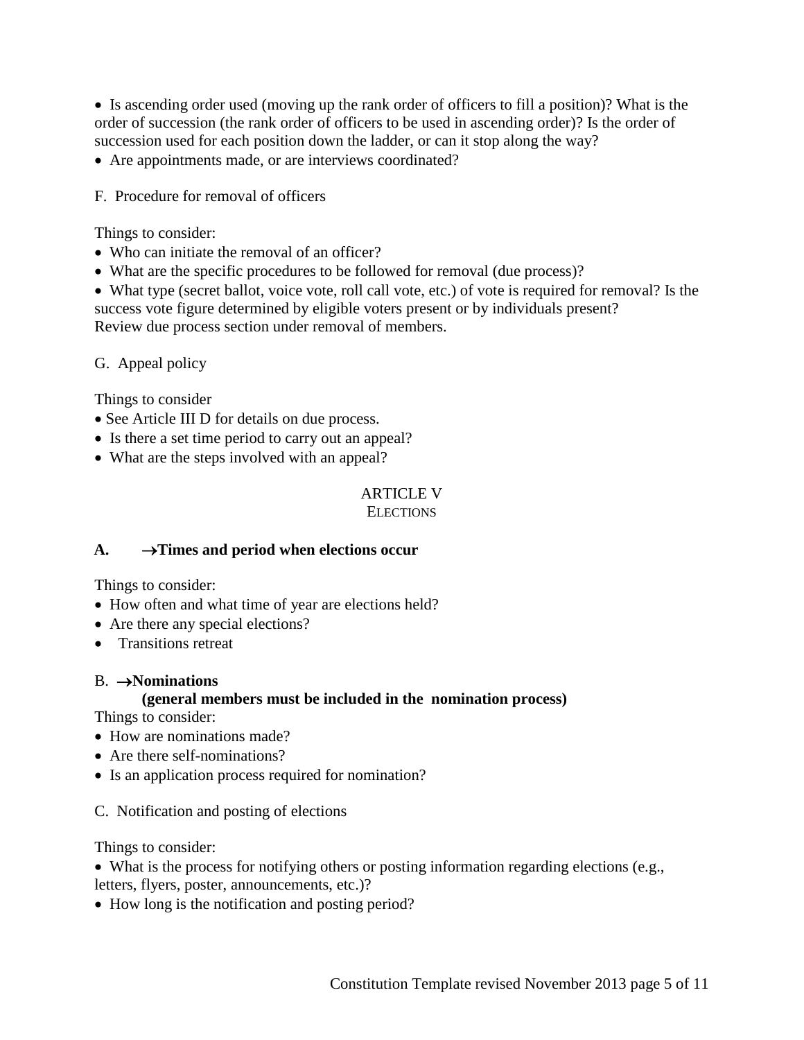- Is ascending order used (moving up the rank order of officers to fill a position)? What is the order of succession (the rank order of officers to be used in ascending order)? Is the order of succession used for each position down the ladder, or can it stop along the way?
- Are appointments made, or are interviews coordinated?

F. Procedure for removal of officers

Things to consider:

- Who can initiate the removal of an officer?
- What are the specific procedures to be followed for removal (due process)?
- What type (secret ballot, voice vote, roll call vote, etc.) of vote is required for removal? Is the success vote figure determined by eligible voters present or by individuals present?

Review due process section under removal of members.

G. Appeal policy

Things to consider

- See Article III D for details on due process.
- Is there a set time period to carry out an appeal?
- What are the steps involved with an appeal?

## ARTICLE V
## ELECTIONS

**A. →Times and period when elections occur**

Things to consider:

- How often and what time of year are elections held?
- Are there any special elections?
- Transitions retreat

B. **→Nominations**
**(general members must be included in the nomination process)**

Things to consider:

- How are nominations made?
- Are there self-nominations?
- Is an application process required for nomination?

C. Notification and posting of elections

Things to consider:

- What is the process for notifying others or posting information regarding elections (e.g., letters, flyers, poster, announcements, etc.)?
- How long is the notification and posting period?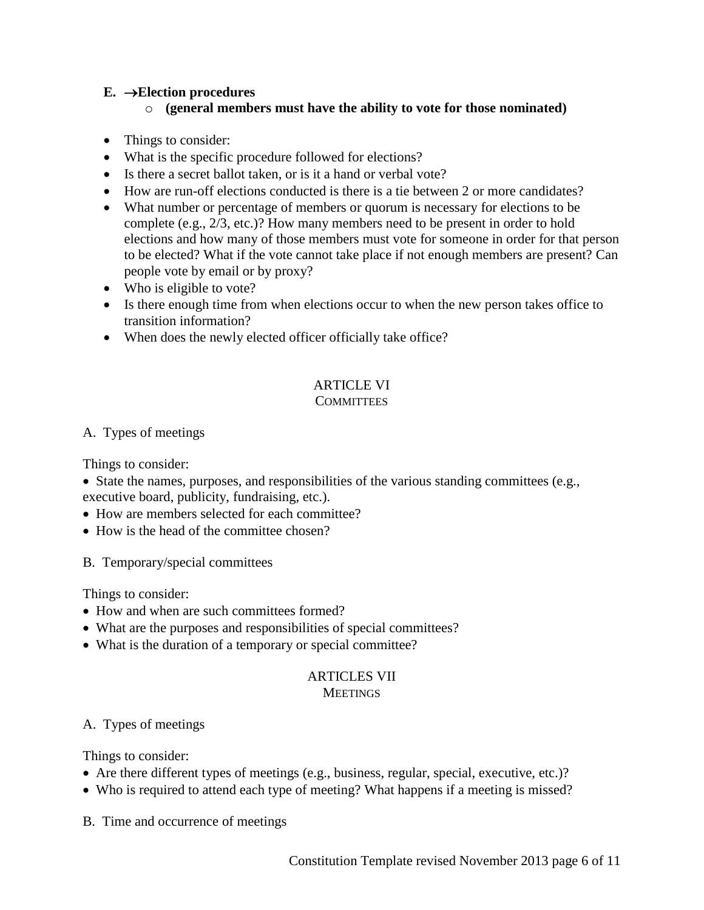**E. →Election procedures**

- **(general members must have the ability to vote for those nominated)**

- Things to consider:
- What is the specific procedure followed for elections?
- Is there a secret ballot taken, or is it a hand or verbal vote?
- How are run-off elections conducted is there is a tie between 2 or more candidates?
- What number or percentage of members or quorum is necessary for elections to be complete (e.g., 2/3, etc.)? How many members need to be present in order to hold elections and how many of those members must vote for someone in order for that person to be elected? What if the vote cannot take place if not enough members are present? Can people vote by email or by proxy?
- Who is eligible to vote?
- Is there enough time from when elections occur to when the new person takes office to transition information?
- When does the newly elected officer officially take office?

## ARTICLE VI
### COMMITTEES

A. Types of meetings

Things to consider:

- State the names, purposes, and responsibilities of the various standing committees (e.g., executive board, publicity, fundraising, etc.).
- How are members selected for each committee?
- How is the head of the committee chosen?

B. Temporary/special committees

Things to consider:

- How and when are such committees formed?
- What are the purposes and responsibilities of special committees?
- What is the duration of a temporary or special committee?

## ARTICLES VII
### MEETINGS

A. Types of meetings

Things to consider:

- Are there different types of meetings (e.g., business, regular, special, executive, etc.)?
- Who is required to attend each type of meeting? What happens if a meeting is missed?

B. Time and occurrence of meetings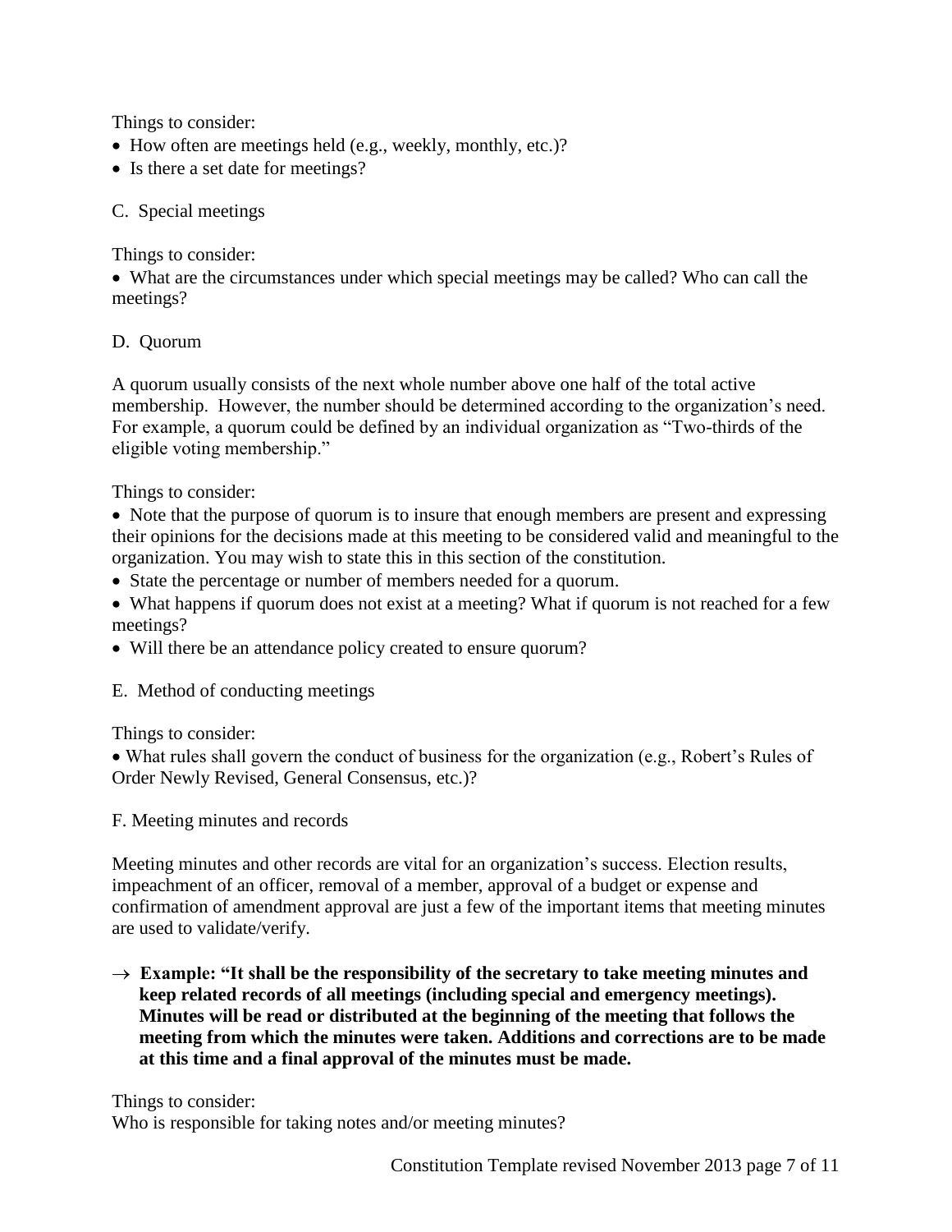Things to consider:

- How often are meetings held (e.g., weekly, monthly, etc.)?
- Is there a set date for meetings?

C. Special meetings

Things to consider:

- What are the circumstances under which special meetings may be called? Who can call the meetings?

D. Quorum

A quorum usually consists of the next whole number above one half of the total active membership. However, the number should be determined according to the organization's need. For example, a quorum could be defined by an individual organization as "Two-thirds of the eligible voting membership."

Things to consider:

- Note that the purpose of quorum is to insure that enough members are present and expressing their opinions for the decisions made at this meeting to be considered valid and meaningful to the organization. You may wish to state this in this section of the constitution.
- State the percentage or number of members needed for a quorum.
- What happens if quorum does not exist at a meeting? What if quorum is not reached for a few meetings?
- Will there be an attendance policy created to ensure quorum?

E. Method of conducting meetings

Things to consider:

- What rules shall govern the conduct of business for the organization (e.g., Robert's Rules of Order Newly Revised, General Consensus, etc.)?

F. Meeting minutes and records

Meeting minutes and other records are vital for an organization's success. Election results, impeachment of an officer, removal of a member, approval of a budget or expense and confirmation of amendment approval are just a few of the important items that meeting minutes are used to validate/verify.

→ **Example: "It shall be the responsibility of the secretary to take meeting minutes and keep related records of all meetings (including special and emergency meetings). Minutes will be read or distributed at the beginning of the meeting that follows the meeting from which the minutes were taken. Additions and corrections are to be made at this time and a final approval of the minutes must be made.**

Things to consider:
Who is responsible for taking notes and/or meeting minutes?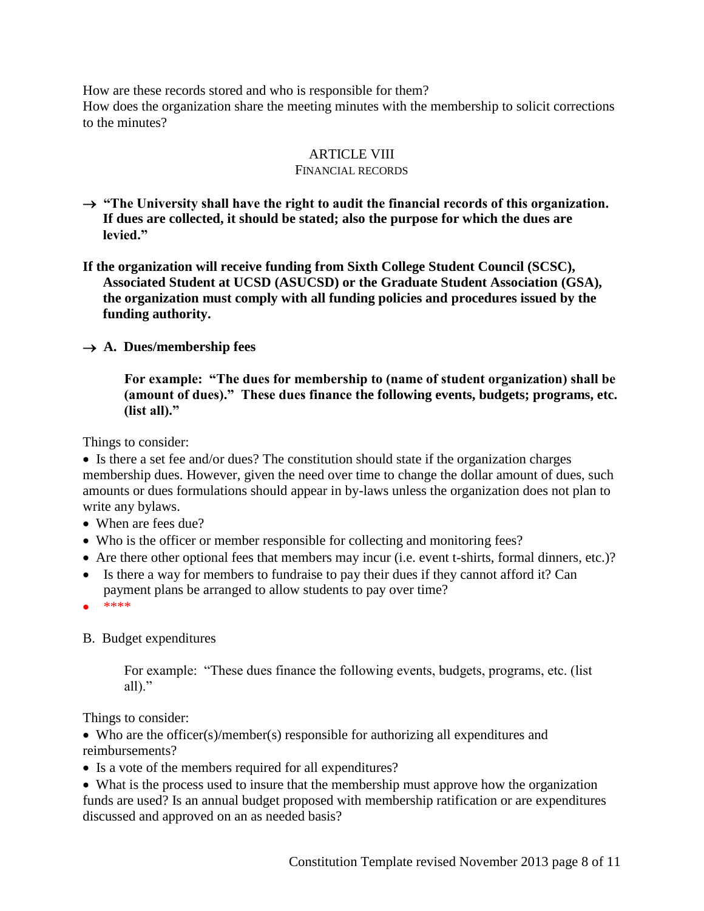How are these records stored and who is responsible for them?
How does the organization share the meeting minutes with the membership to solicit corrections to the minutes?

## ARTICLE VIII
### FINANCIAL RECORDS

→ **"The University shall have the right to audit the financial records of this organization. If dues are collected, it should be stated; also the purpose for which the dues are levied."**

**If the organization will receive funding from Sixth College Student Council (SCSC), Associated Student at UCSD (ASUCSD) or the Graduate Student Association (GSA), the organization must comply with all funding policies and procedures issued by the funding authority.**

→ **A. Dues/membership fees**

> **For example: "The dues for membership to (name of student organization) shall be (amount of dues)." These dues finance the following events, budgets; programs, etc. (list all)."**

Things to consider:

- Is there a set fee and/or dues? The constitution should state if the organization charges membership dues. However, given the need over time to change the dollar amount of dues, such amounts or dues formulations should appear in by-laws unless the organization does not plan to write any bylaws.
- When are fees due?
- Who is the officer or member responsible for collecting and monitoring fees?
- Are there other optional fees that members may incur (i.e. event t-shirts, formal dinners, etc.)?
- Is there a way for members to fundraise to pay their dues if they cannot afford it? Can payment plans be arranged to allow students to pay over time?
- ****

B. Budget expenditures

> For example: "These dues finance the following events, budgets, programs, etc. (list all)."

Things to consider:

- Who are the officer(s)/member(s) responsible for authorizing all expenditures and reimbursements?
- Is a vote of the members required for all expenditures?
- What is the process used to insure that the membership must approve how the organization funds are used? Is an annual budget proposed with membership ratification or are expenditures discussed and approved on an as needed basis?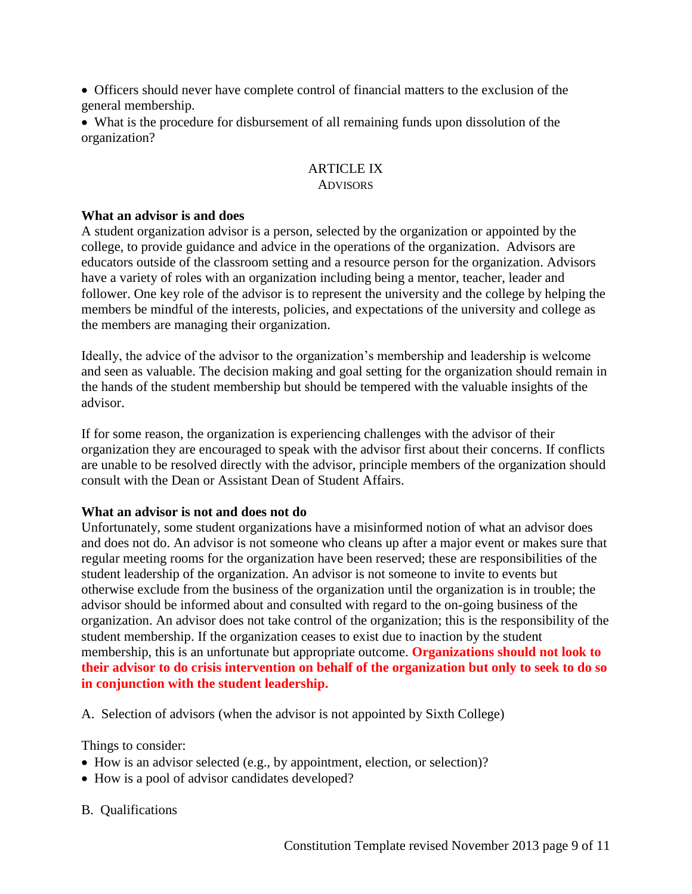- Officers should never have complete control of financial matters to the exclusion of the general membership.
- What is the procedure for disbursement of all remaining funds upon dissolution of the organization?

## ARTICLE IX
### Advisors

**What an advisor is and does**

A student organization advisor is a person, selected by the organization or appointed by the college, to provide guidance and advice in the operations of the organization. Advisors are educators outside of the classroom setting and a resource person for the organization. Advisors have a variety of roles with an organization including being a mentor, teacher, leader and follower. One key role of the advisor is to represent the university and the college by helping the members be mindful of the interests, policies, and expectations of the university and college as the members are managing their organization.

Ideally, the advice of the advisor to the organization's membership and leadership is welcome and seen as valuable. The decision making and goal setting for the organization should remain in the hands of the student membership but should be tempered with the valuable insights of the advisor.

If for some reason, the organization is experiencing challenges with the advisor of their organization they are encouraged to speak with the advisor first about their concerns. If conflicts are unable to be resolved directly with the advisor, principle members of the organization should consult with the Dean or Assistant Dean of Student Affairs.

**What an advisor is not and does not do**

Unfortunately, some student organizations have a misinformed notion of what an advisor does and does not do. An advisor is not someone who cleans up after a major event or makes sure that regular meeting rooms for the organization have been reserved; these are responsibilities of the student leadership of the organization. An advisor is not someone to invite to events but otherwise exclude from the business of the organization until the organization is in trouble; the advisor should be informed about and consulted with regard to the on-going business of the organization. An advisor does not take control of the organization; this is the responsibility of the student membership. If the organization ceases to exist due to inaction by the student membership, this is an unfortunate but appropriate outcome. **Organizations should not look to their advisor to do crisis intervention on behalf of the organization but only to seek to do so in conjunction with the student leadership.**

A. Selection of advisors (when the advisor is not appointed by Sixth College)

Things to consider:

- How is an advisor selected (e.g., by appointment, election, or selection)?
- How is a pool of advisor candidates developed?

B. Qualifications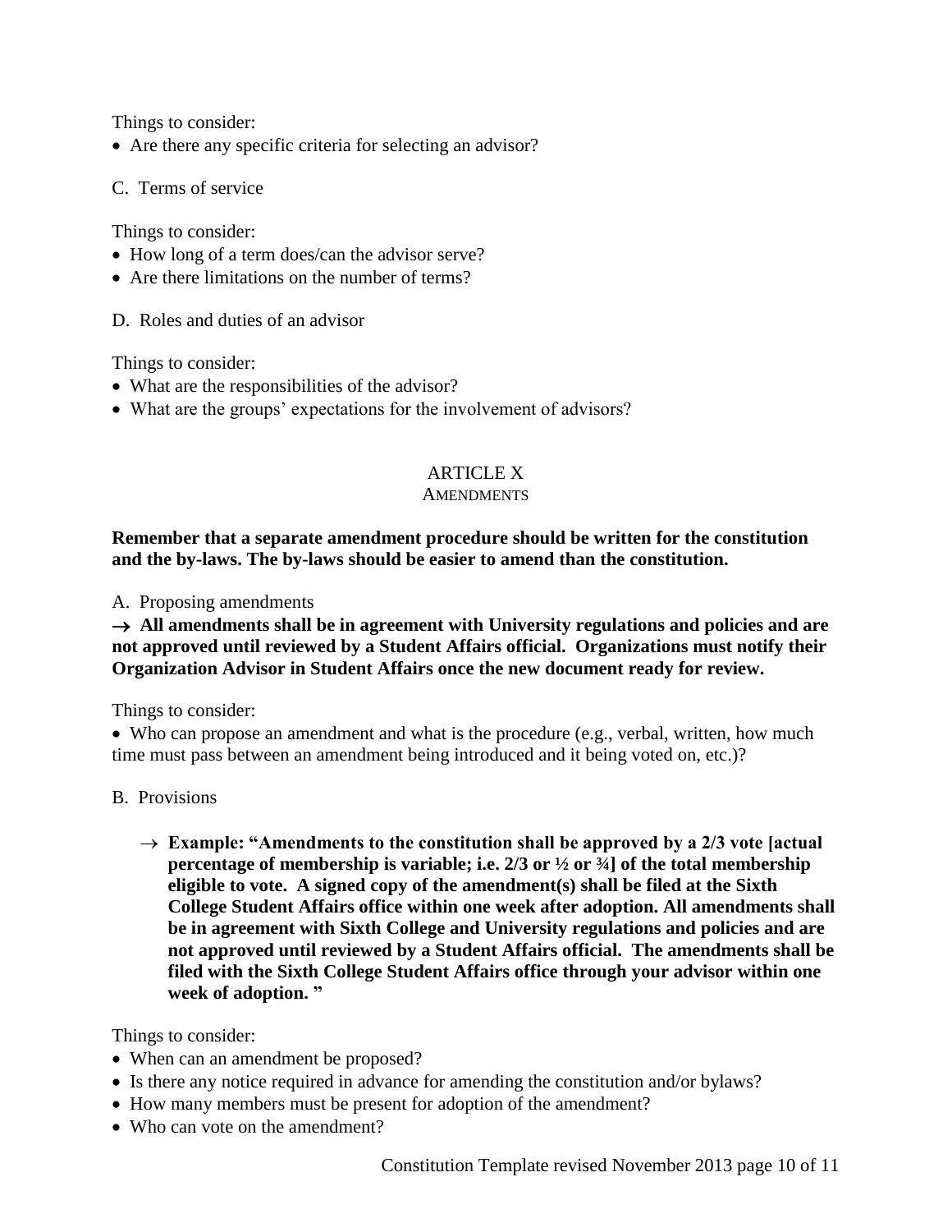Things to consider:

- Are there any specific criteria for selecting an advisor?

C. Terms of service

Things to consider:

- How long of a term does/can the advisor serve?
- Are there limitations on the number of terms?

D. Roles and duties of an advisor

Things to consider:

- What are the responsibilities of the advisor?
- What are the groups' expectations for the involvement of advisors?

## ARTICLE X
### AMENDMENTS

**Remember that a separate amendment procedure should be written for the constitution and the by-laws. The by-laws should be easier to amend than the constitution.**

A. Proposing amendments

**→ All amendments shall be in agreement with University regulations and policies and are not approved until reviewed by a Student Affairs official. Organizations must notify their Organization Advisor in Student Affairs once the new document ready for review.**

Things to consider:

- Who can propose an amendment and what is the procedure (e.g., verbal, written, how much time must pass between an amendment being introduced and it being voted on, etc.)?

B. Provisions

- **→ Example: "Amendments to the constitution shall be approved by a 2/3 vote [actual percentage of membership is variable; i.e. 2/3 or ½ or ¾] of the total membership eligible to vote. A signed copy of the amendment(s) shall be filed at the Sixth College Student Affairs office within one week after adoption. All amendments shall be in agreement with Sixth College and University regulations and policies and are not approved until reviewed by a Student Affairs official. The amendments shall be filed with the Sixth College Student Affairs office through your advisor within one week of adoption. "**

Things to consider:

- When can an amendment be proposed?
- Is there any notice required in advance for amending the constitution and/or bylaws?
- How many members must be present for adoption of the amendment?
- Who can vote on the amendment?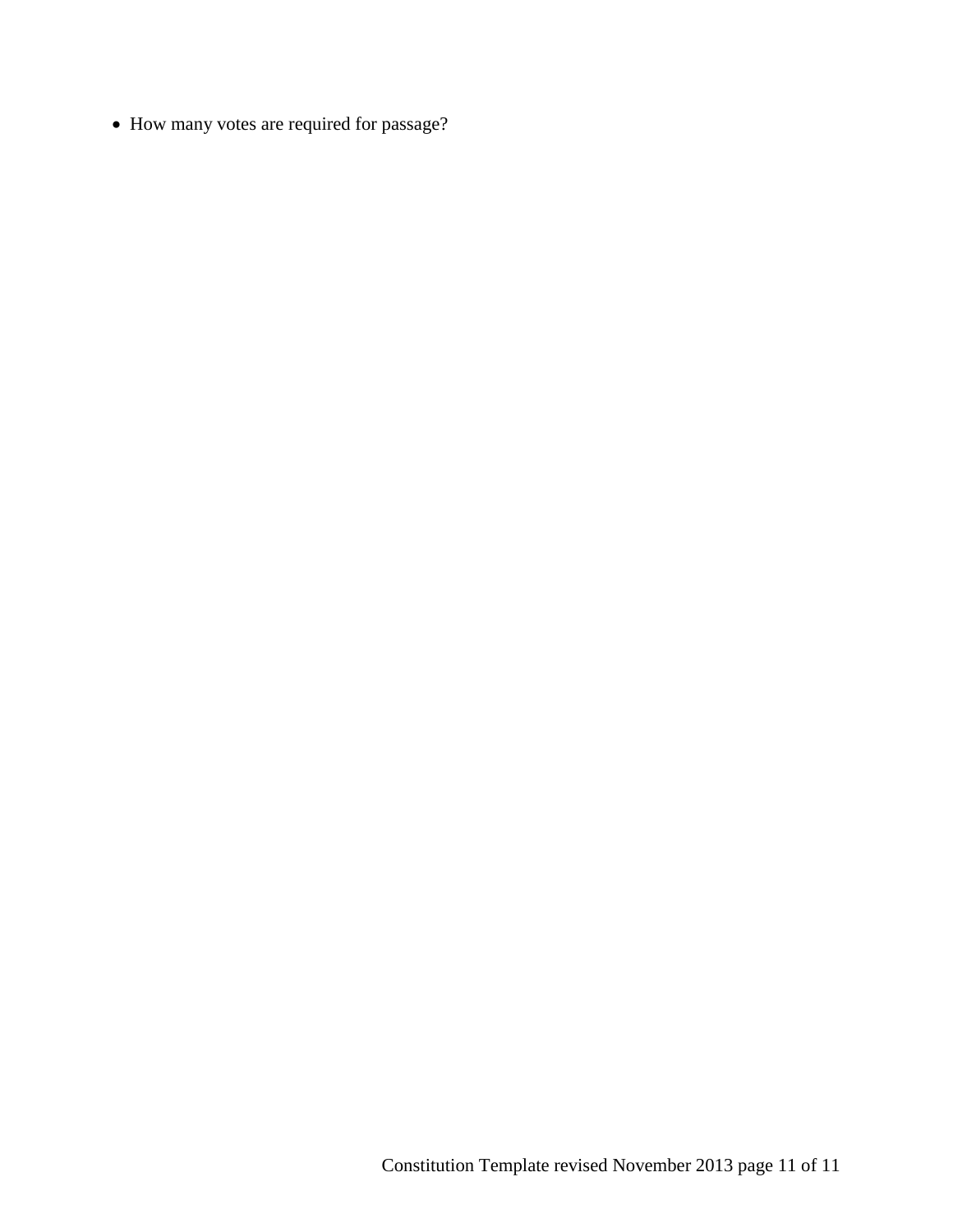- How many votes are required for passage?